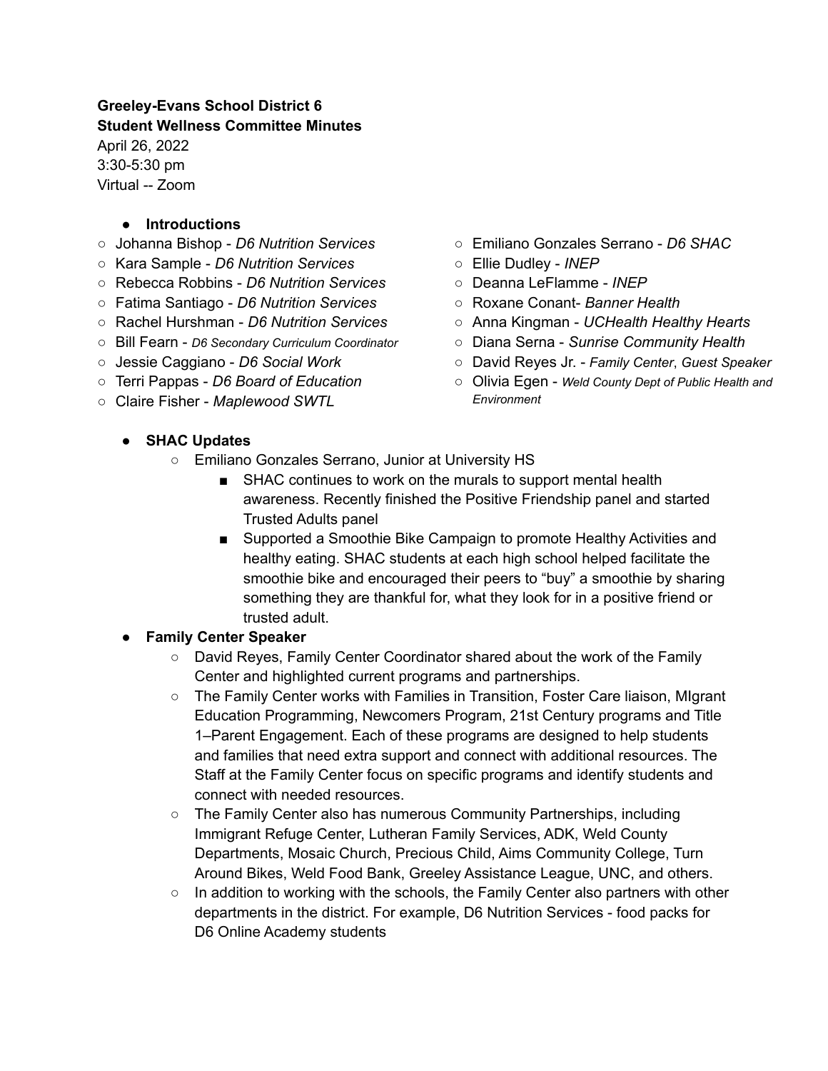**Greeley-Evans School District 6**
**Student Wellness Committee Minutes**
April 26, 2022
3:30-5:30 pm
Virtual -- Zoom

- **Introductions**
  - Johanna Bishop - *D6 Nutrition Services*
  - Kara Sample - *D6 Nutrition Services*
  - Rebecca Robbins - *D6 Nutrition Services*
  - Fatima Santiago - *D6 Nutrition Services*
  - Rachel Hurshman - *D6 Nutrition Services*
  - Bill Fearn - *D6 Secondary Curriculum Coordinator*
  - Jessie Caggiano - *D6 Social Work*
  - Terri Pappas - *D6 Board of Education*
  - Claire Fisher - *Maplewood SWTL*
  - Emiliano Gonzales Serrano - *D6 SHAC*
  - Ellie Dudley - *INEP*
  - Deanna LeFlamme - *INEP*
  - Roxane Conant- *Banner Health*
  - Anna Kingman - *UCHealth Healthy Hearts*
  - Diana Serna - *Sunrise Community Health*
  - David Reyes Jr. - *Family Center*, *Guest Speaker*
  - Olivia Egen - *Weld County Dept of Public Health and Environment*
- **SHAC Updates**
  - Emiliano Gonzales Serrano, Junior at University HS
    - SHAC continues to work on the murals to support mental health awareness. Recently finished the Positive Friendship panel and started Trusted Adults panel
    - Supported a Smoothie Bike Campaign to promote Healthy Activities and healthy eating. SHAC students at each high school helped facilitate the smoothie bike and encouraged their peers to "buy" a smoothie by sharing something they are thankful for, what they look for in a positive friend or trusted adult.
- **Family Center Speaker**
  - David Reyes, Family Center Coordinator shared about the work of the Family Center and highlighted current programs and partnerships.
  - The Family Center works with Families in Transition, Foster Care liaison, MIgrant Education Programming, Newcomers Program, 21st Century programs and Title 1–Parent Engagement. Each of these programs are designed to help students and families that need extra support and connect with additional resources. The Staff at the Family Center focus on specific programs and identify students and connect with needed resources.
  - The Family Center also has numerous Community Partnerships, including Immigrant Refuge Center, Lutheran Family Services, ADK, Weld County Departments, Mosaic Church, Precious Child, Aims Community College, Turn Around Bikes, Weld Food Bank, Greeley Assistance League, UNC, and others.
  - In addition to working with the schools, the Family Center also partners with other departments in the district. For example, D6 Nutrition Services - food packs for D6 Online Academy students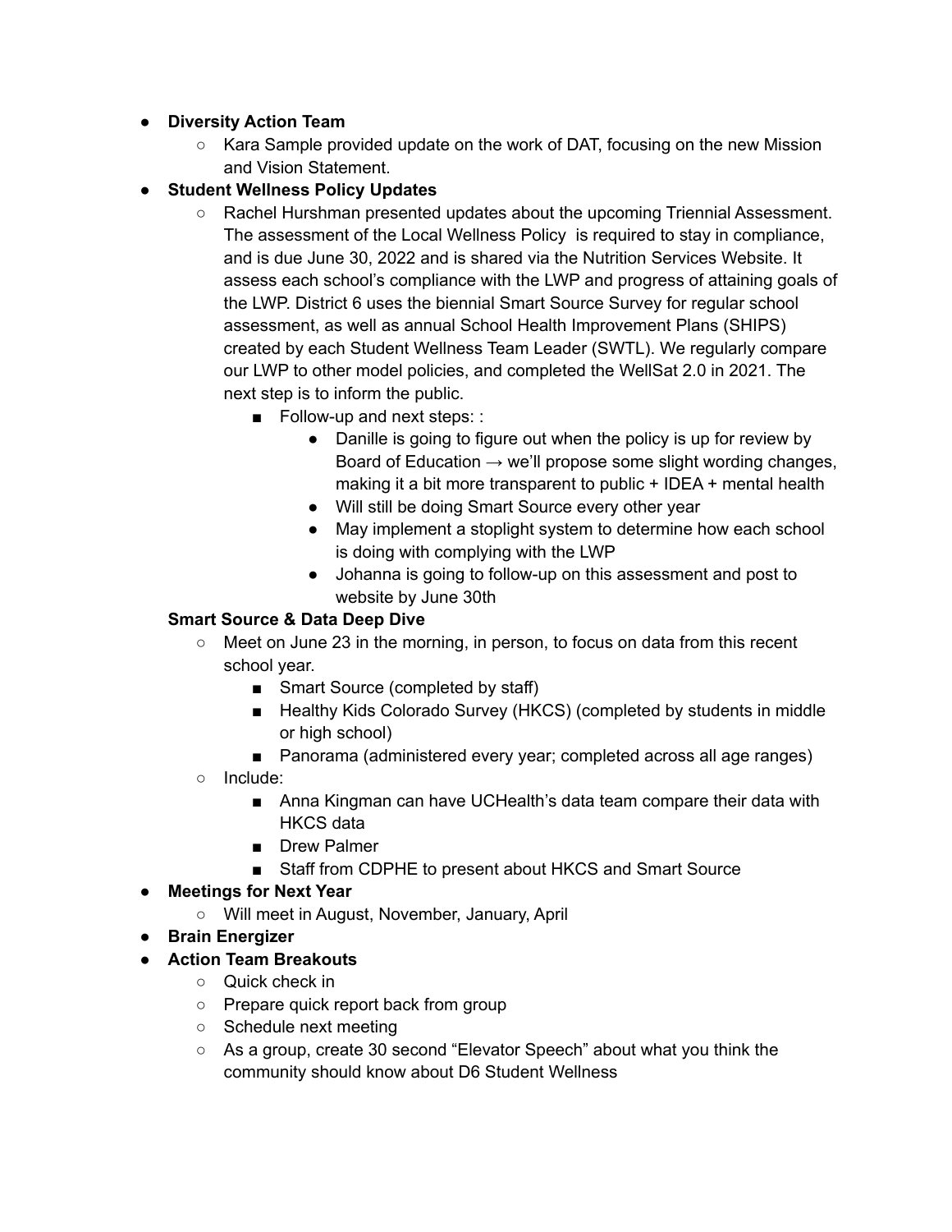- **Diversity Action Team**
  - Kara Sample provided update on the work of DAT, focusing on the new Mission and Vision Statement.
- **Student Wellness Policy Updates**
  - Rachel Hurshman presented updates about the upcoming Triennial Assessment. The assessment of the Local Wellness Policy is required to stay in compliance, and is due June 30, 2022 and is shared via the Nutrition Services Website. It assess each school's compliance with the LWP and progress of attaining goals of the LWP. District 6 uses the biennial Smart Source Survey for regular school assessment, as well as annual School Health Improvement Plans (SHIPS) created by each Student Wellness Team Leader (SWTL). We regularly compare our LWP to other model policies, and completed the WellSat 2.0 in 2021. The next step is to inform the public.
    - Follow-up and next steps: :
      - Danille is going to figure out when the policy is up for review by Board of Education → we'll propose some slight wording changes, making it a bit more transparent to public + IDEA + mental health
      - Will still be doing Smart Source every other year
      - May implement a stoplight system to determine how each school is doing with complying with the LWP
      - Johanna is going to follow-up on this assessment and post to website by June 30th

  **Smart Source & Data Deep Dive**
  - Meet on June 23 in the morning, in person, to focus on data from this recent school year.
    - Smart Source (completed by staff)
    - Healthy Kids Colorado Survey (HKCS) (completed by students in middle or high school)
    - Panorama (administered every year; completed across all age ranges)
  - Include:
    - Anna Kingman can have UCHealth's data team compare their data with HKCS data
    - Drew Palmer
    - Staff from CDPHE to present about HKCS and Smart Source
- **Meetings for Next Year**
  - Will meet in August, November, January, April
- **Brain Energizer**
- **Action Team Breakouts**
  - Quick check in
  - Prepare quick report back from group
  - Schedule next meeting
  - As a group, create 30 second "Elevator Speech" about what you think the community should know about D6 Student Wellness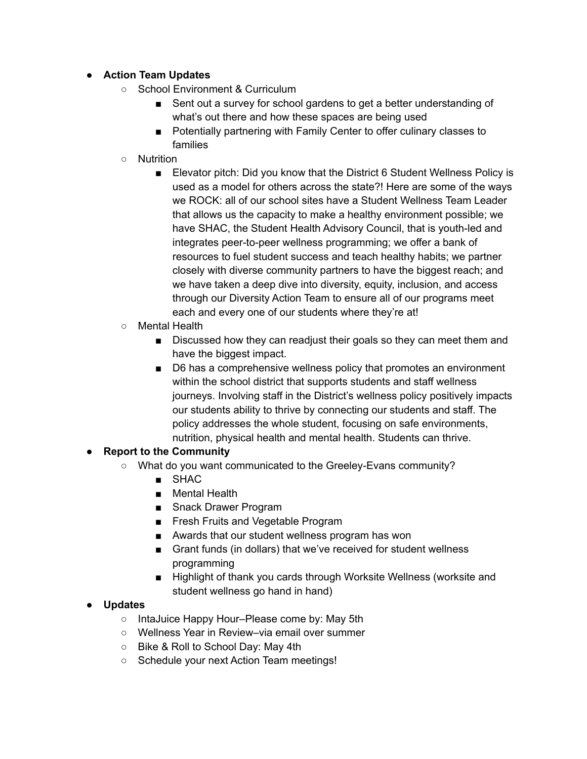- **Action Team Updates**
  - School Environment & Curriculum
    - Sent out a survey for school gardens to get a better understanding of what's out there and how these spaces are being used
    - Potentially partnering with Family Center to offer culinary classes to families
  - Nutrition
    - Elevator pitch: Did you know that the District 6 Student Wellness Policy is used as a model for others across the state?! Here are some of the ways we ROCK: all of our school sites have a Student Wellness Team Leader that allows us the capacity to make a healthy environment possible; we have SHAC, the Student Health Advisory Council, that is youth-led and integrates peer-to-peer wellness programming; we offer a bank of resources to fuel student success and teach healthy habits; we partner closely with diverse community partners to have the biggest reach; and we have taken a deep dive into diversity, equity, inclusion, and access through our Diversity Action Team to ensure all of our programs meet each and every one of our students where they're at!
  - Mental Health
    - Discussed how they can readjust their goals so they can meet them and have the biggest impact.
    - D6 has a comprehensive wellness policy that promotes an environment within the school district that supports students and staff wellness journeys. Involving staff in the District's wellness policy positively impacts our students ability to thrive by connecting our students and staff. The policy addresses the whole student, focusing on safe environments, nutrition, physical health and mental health. Students can thrive.
- **Report to the Community**
  - What do you want communicated to the Greeley-Evans community?
    - SHAC
    - Mental Health
    - Snack Drawer Program
    - Fresh Fruits and Vegetable Program
    - Awards that our student wellness program has won
    - Grant funds (in dollars) that we've received for student wellness programming
    - Highlight of thank you cards through Worksite Wellness (worksite and student wellness go hand in hand)
- **Updates**
  - IntaJuice Happy Hour–Please come by: May 5th
  - Wellness Year in Review–via email over summer
  - Bike & Roll to School Day: May 4th
  - Schedule your next Action Team meetings!